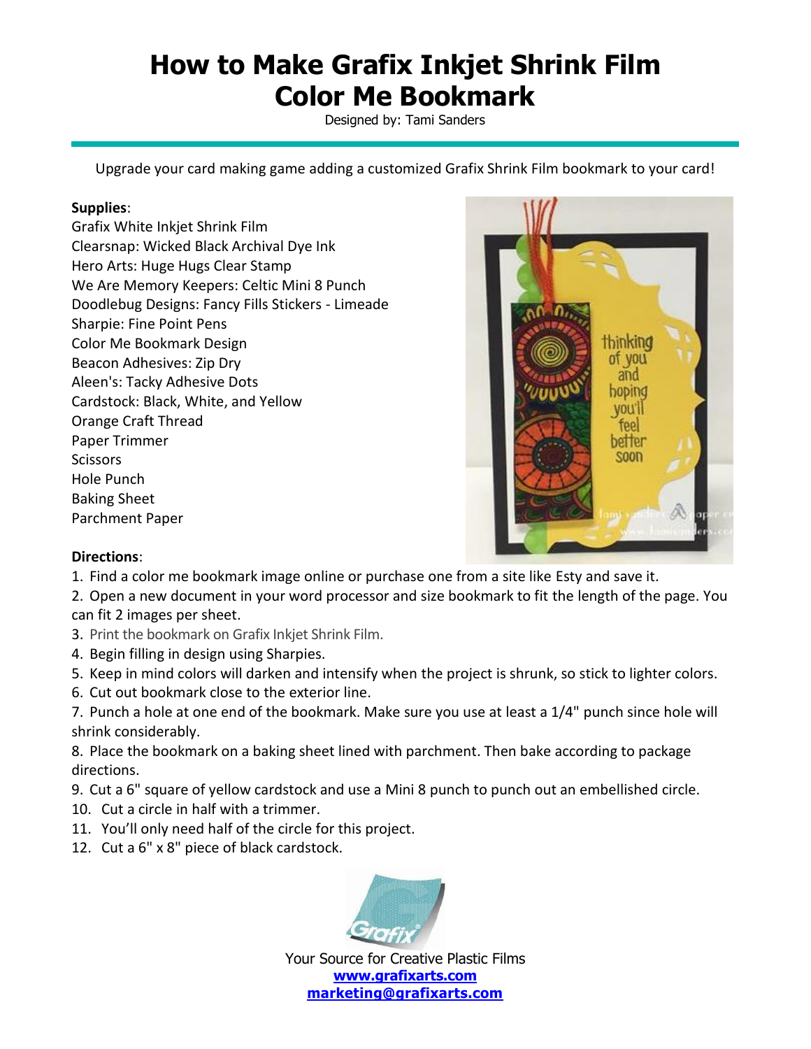# How to Make Grafix Inkjet Shrink Film Color Me Bookmark

Designed by: Tami Sanders

Upgrade your card making game adding a customized Grafix Shrink Film bookmark to your card!

**Supplies**:

Grafix White Inkjet Shrink Film
Clearsnap: Wicked Black Archival Dye Ink
Hero Arts: Huge Hugs Clear Stamp
We Are Memory Keepers: Celtic Mini 8 Punch
Doodlebug Designs: Fancy Fills Stickers - Limeade
Sharpie: Fine Point Pens
Color Me Bookmark Design
Beacon Adhesives: Zip Dry
Aleen's: Tacky Adhesive Dots
Cardstock: Black, White, and Yellow
Orange Craft Thread
Paper Trimmer
Scissors
Hole Punch
Baking Sheet
Parchment Paper

**Directions**:

1. Find a color me bookmark image online or purchase one from a site like Esty and save it.
2. Open a new document in your word processor and size bookmark to fit the length of the page. You can fit 2 images per sheet.
3. Print the bookmark on Grafix Inkjet Shrink Film.
4. Begin filling in design using Sharpies.
5. Keep in mind colors will darken and intensify when the project is shrunk, so stick to lighter colors.
6. Cut out bookmark close to the exterior line.
7. Punch a hole at one end of the bookmark. Make sure you use at least a 1/4" punch since hole will shrink considerably.
8. Place the bookmark on a baking sheet lined with parchment. Then bake according to package directions.
9. Cut a 6" square of yellow cardstock and use a Mini 8 punch to punch out an embellished circle.
10. Cut a circle in half with a trimmer.
11. You'll only need half of the circle for this project.
12. Cut a 6" x 8" piece of black cardstock.

Your Source for Creative Plastic Films
**www.grafixarts.com**
**marketing@grafixarts.com**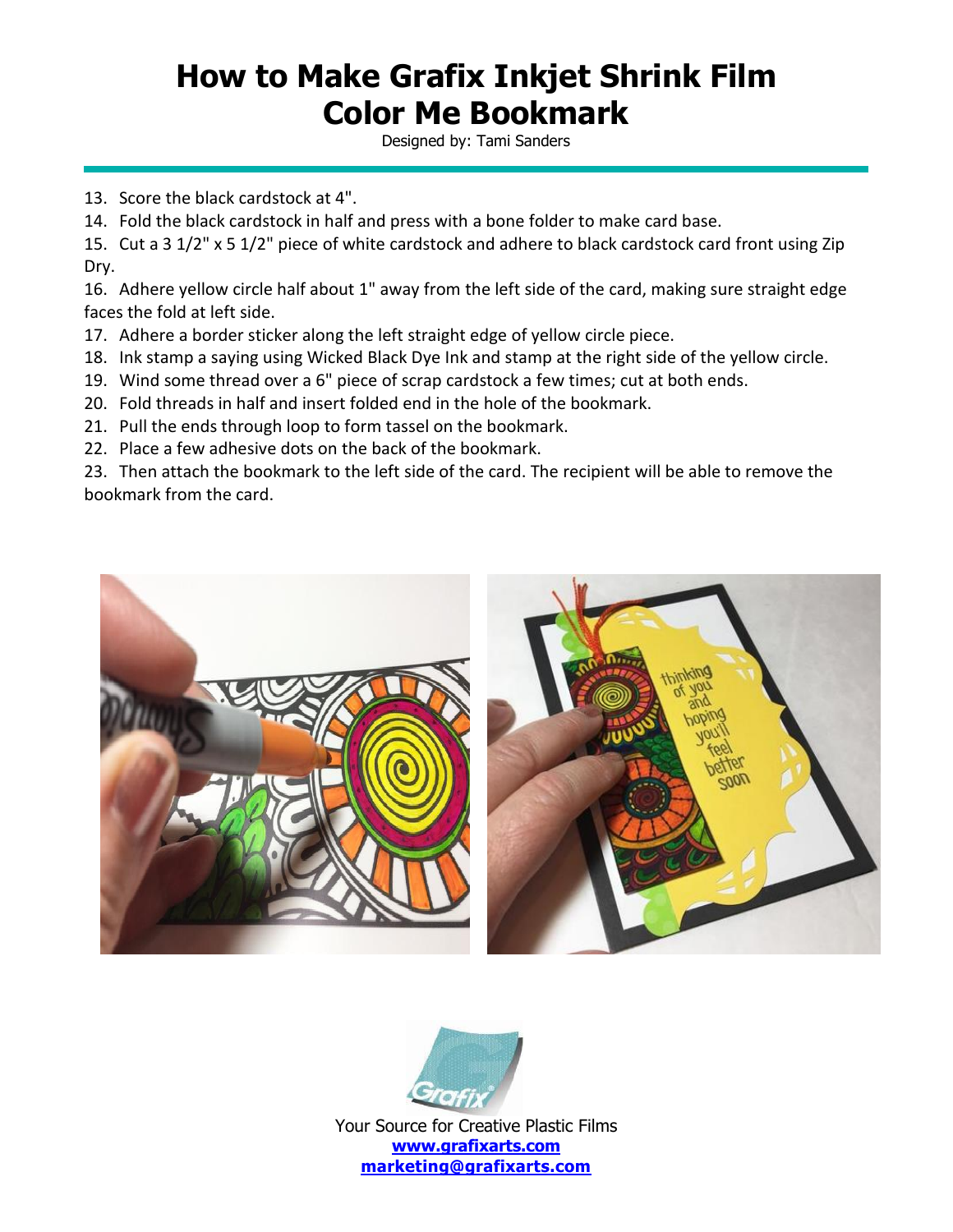# How to Make Grafix Inkjet Shrink Film Color Me Bookmark

Designed by: Tami Sanders

13. Score the black cardstock at 4".
14. Fold the black cardstock in half and press with a bone folder to make card base.
15. Cut a 3 1/2" x 5 1/2" piece of white cardstock and adhere to black cardstock card front using Zip Dry.
16. Adhere yellow circle half about 1" away from the left side of the card, making sure straight edge faces the fold at left side.
17. Adhere a border sticker along the left straight edge of yellow circle piece.
18. Ink stamp a saying using Wicked Black Dye Ink and stamp at the right side of the yellow circle.
19. Wind some thread over a 6" piece of scrap cardstock a few times; cut at both ends.
20. Fold threads in half and insert folded end in the hole of the bookmark.
21. Pull the ends through loop to form tassel on the bookmark.
22. Place a few adhesive dots on the back of the bookmark.
23. Then attach the bookmark to the left side of the card. The recipient will be able to remove the bookmark from the card.

Your Source for Creative Plastic Films
www.grafixarts.com
marketing@grafixarts.com